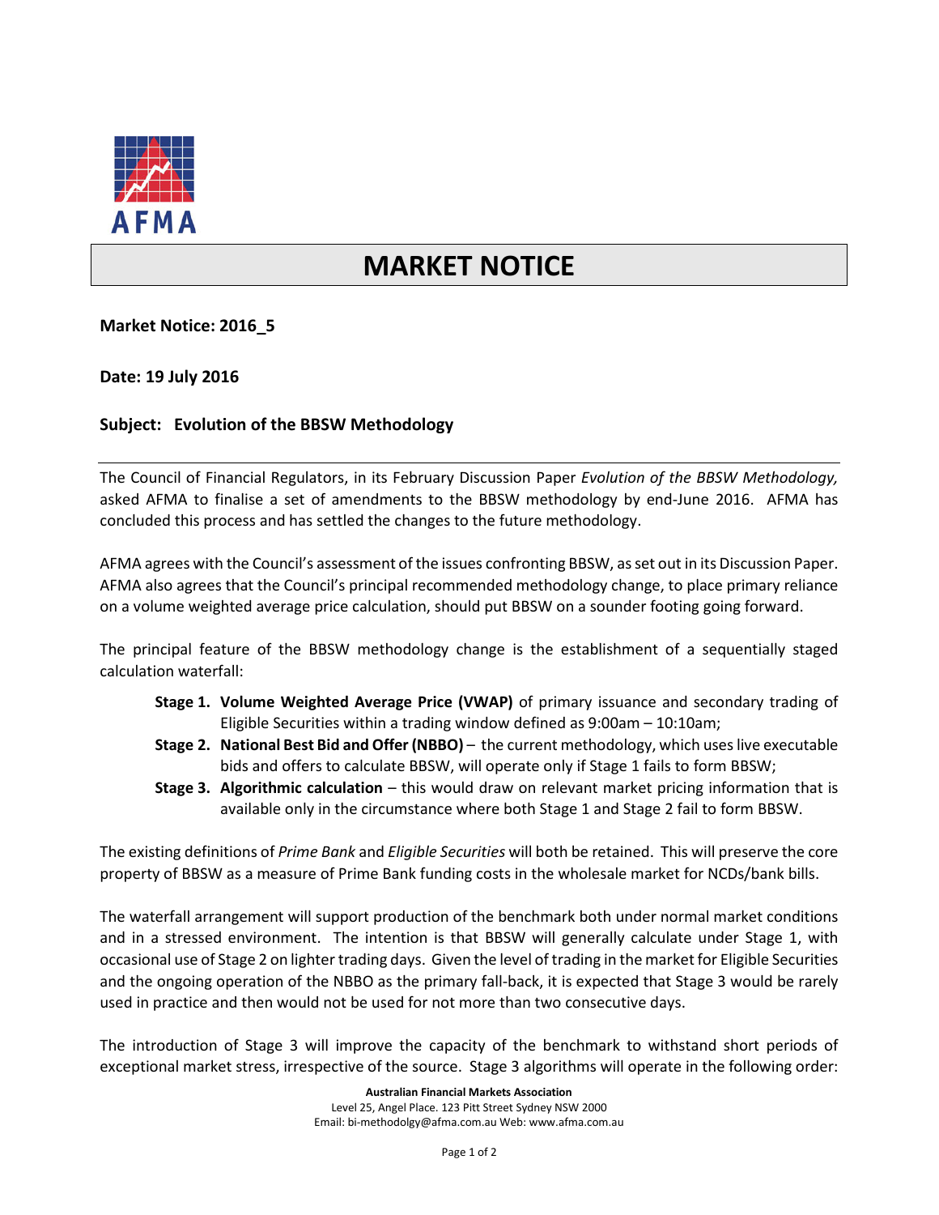AFMA

# MARKET NOTICE

**Market Notice: 2016_5**

**Date: 19 July 2016**

**Subject: Evolution of the BBSW Methodology**

---

The Council of Financial Regulators, in its February Discussion Paper *Evolution of the BBSW Methodology,* asked AFMA to finalise a set of amendments to the BBSW methodology by end-June 2016. AFMA has concluded this process and has settled the changes to the future methodology.

AFMA agrees with the Council's assessment of the issues confronting BBSW, as set out in its Discussion Paper. AFMA also agrees that the Council's principal recommended methodology change, to place primary reliance on a volume weighted average price calculation, should put BBSW on a sounder footing going forward.

The principal feature of the BBSW methodology change is the establishment of a sequentially staged calculation waterfall:

- **Stage 1. Volume Weighted Average Price (VWAP)** of primary issuance and secondary trading of Eligible Securities within a trading window defined as 9:00am – 10:10am;
- **Stage 2. National Best Bid and Offer (NBBO)** – the current methodology, which uses live executable bids and offers to calculate BBSW, will operate only if Stage 1 fails to form BBSW;
- **Stage 3. Algorithmic calculation** – this would draw on relevant market pricing information that is available only in the circumstance where both Stage 1 and Stage 2 fail to form BBSW.

The existing definitions of *Prime Bank* and *Eligible Securities* will both be retained. This will preserve the core property of BBSW as a measure of Prime Bank funding costs in the wholesale market for NCDs/bank bills.

The waterfall arrangement will support production of the benchmark both under normal market conditions and in a stressed environment. The intention is that BBSW will generally calculate under Stage 1, with occasional use of Stage 2 on lighter trading days. Given the level of trading in the market for Eligible Securities and the ongoing operation of the NBBO as the primary fall-back, it is expected that Stage 3 would be rarely used in practice and then would not be used for not more than two consecutive days.

The introduction of Stage 3 will improve the capacity of the benchmark to withstand short periods of exceptional market stress, irrespective of the source. Stage 3 algorithms will operate in the following order:

**Australian Financial Markets Association**
Level 25, Angel Place. 123 Pitt Street Sydney NSW 2000
Email: bi-methodolgy@afma.com.au Web: www.afma.com.au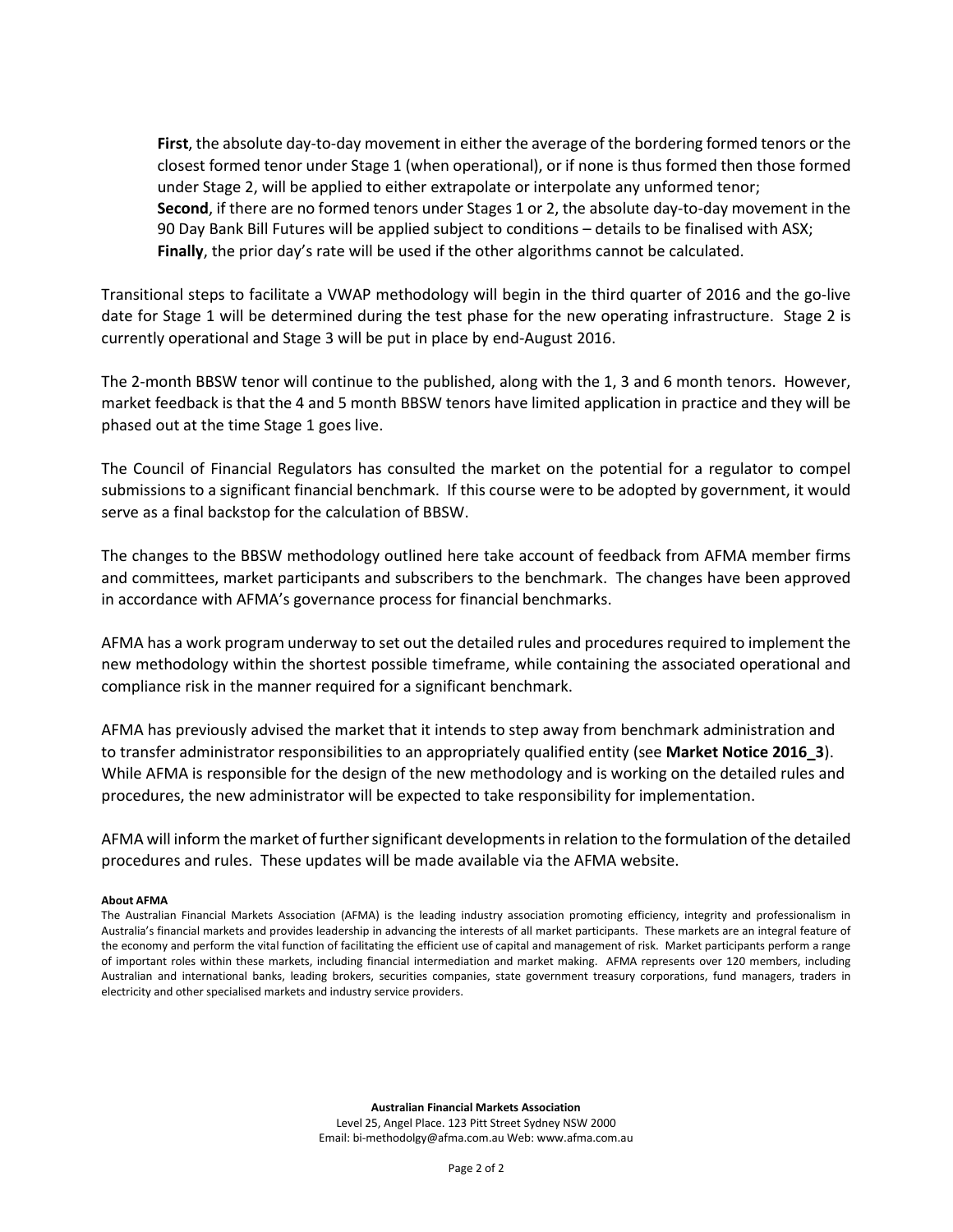**First**, the absolute day-to-day movement in either the average of the bordering formed tenors or the closest formed tenor under Stage 1 (when operational), or if none is thus formed then those formed under Stage 2, will be applied to either extrapolate or interpolate any unformed tenor;
**Second**, if there are no formed tenors under Stages 1 or 2, the absolute day-to-day movement in the 90 Day Bank Bill Futures will be applied subject to conditions – details to be finalised with ASX;
**Finally**, the prior day's rate will be used if the other algorithms cannot be calculated.

Transitional steps to facilitate a VWAP methodology will begin in the third quarter of 2016 and the go-live date for Stage 1 will be determined during the test phase for the new operating infrastructure. Stage 2 is currently operational and Stage 3 will be put in place by end-August 2016.

The 2-month BBSW tenor will continue to the published, along with the 1, 3 and 6 month tenors. However, market feedback is that the 4 and 5 month BBSW tenors have limited application in practice and they will be phased out at the time Stage 1 goes live.

The Council of Financial Regulators has consulted the market on the potential for a regulator to compel submissions to a significant financial benchmark. If this course were to be adopted by government, it would serve as a final backstop for the calculation of BBSW.

The changes to the BBSW methodology outlined here take account of feedback from AFMA member firms and committees, market participants and subscribers to the benchmark. The changes have been approved in accordance with AFMA's governance process for financial benchmarks.

AFMA has a work program underway to set out the detailed rules and procedures required to implement the new methodology within the shortest possible timeframe, while containing the associated operational and compliance risk in the manner required for a significant benchmark.

AFMA has previously advised the market that it intends to step away from benchmark administration and to transfer administrator responsibilities to an appropriately qualified entity (see **Market Notice 2016_3**). While AFMA is responsible for the design of the new methodology and is working on the detailed rules and procedures, the new administrator will be expected to take responsibility for implementation.

AFMA will inform the market of further significant developments in relation to the formulation of the detailed procedures and rules. These updates will be made available via the AFMA website.

**About AFMA**

The Australian Financial Markets Association (AFMA) is the leading industry association promoting efficiency, integrity and professionalism in Australia's financial markets and provides leadership in advancing the interests of all market participants. These markets are an integral feature of the economy and perform the vital function of facilitating the efficient use of capital and management of risk. Market participants perform a range of important roles within these markets, including financial intermediation and market making. AFMA represents over 120 members, including Australian and international banks, leading brokers, securities companies, state government treasury corporations, fund managers, traders in electricity and other specialised markets and industry service providers.

**Australian Financial Markets Association**
Level 25, Angel Place. 123 Pitt Street Sydney NSW 2000
Email: bi-methodolgy@afma.com.au Web: www.afma.com.au